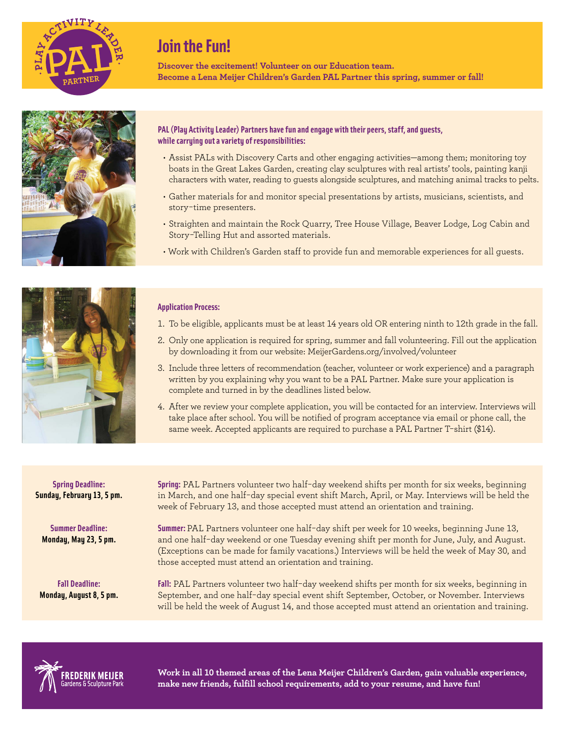# Join the Fun!

**Discover the excitement! Volunteer on our Education team.**
**Become a Lena Meijer Children's Garden PAL Partner this spring, summer or fall!**

**PAL (Play Activity Leader) Partners have fun and engage with their peers, staff, and guests, while carrying out a variety of responsibilities:**

- Assist PALs with Discovery Carts and other engaging activities—among them; monitoring toy boats in the Great Lakes Garden, creating clay sculptures with real artists' tools, painting kanji characters with water, reading to guests alongside sculptures, and matching animal tracks to pelts.
- Gather materials for and monitor special presentations by artists, musicians, scientists, and story-time presenters.
- Straighten and maintain the Rock Quarry, Tree House Village, Beaver Lodge, Log Cabin and Story-Telling Hut and assorted materials.
- Work with Children's Garden staff to provide fun and memorable experiences for all guests.

## Application Process:

1. To be eligible, applicants must be at least 14 years old OR entering ninth to 12th grade in the fall.
2. Only one application is required for spring, summer and fall volunteering. Fill out the application by downloading it from our website: MeijerGardens.org/involved/volunteer
3. Include three letters of recommendation (teacher, volunteer or work experience) and a paragraph written by you explaining why you want to be a PAL Partner. Make sure your application is complete and turned in by the deadlines listed below.
4. After we review your complete application, you will be contacted for an interview. Interviews will take place after school. You will be notified of program acceptance via email or phone call, the same week. Accepted applicants are required to purchase a PAL Partner T-shirt ($14).

**Spring Deadline:**
**Sunday, February 13, 5 pm.**

**Spring:** PAL Partners volunteer two half-day weekend shifts per month for six weeks, beginning in March, and one half-day special event shift March, April, or May. Interviews will be held the week of February 13, and those accepted must attend an orientation and training.

**Summer Deadline:**
**Monday, May 23, 5 pm.**

**Summer:** PAL Partners volunteer one half-day shift per week for 10 weeks, beginning June 13, and one half-day weekend or one Tuesday evening shift per month for June, July, and August. (Exceptions can be made for family vacations.) Interviews will be held the week of May 30, and those accepted must attend an orientation and training.

**Fall Deadline:**
**Monday, August 8, 5 pm.**

**Fall:** PAL Partners volunteer two half-day weekend shifts per month for six weeks, beginning in September, and one half-day special event shift September, October, or November. Interviews will be held the week of August 14, and those accepted must attend an orientation and training.

FREDERIK MEIJER Gardens & Sculpture Park

**Work in all 10 themed areas of the Lena Meijer Children's Garden, gain valuable experience, make new friends, fulfill school requirements, add to your resume, and have fun!**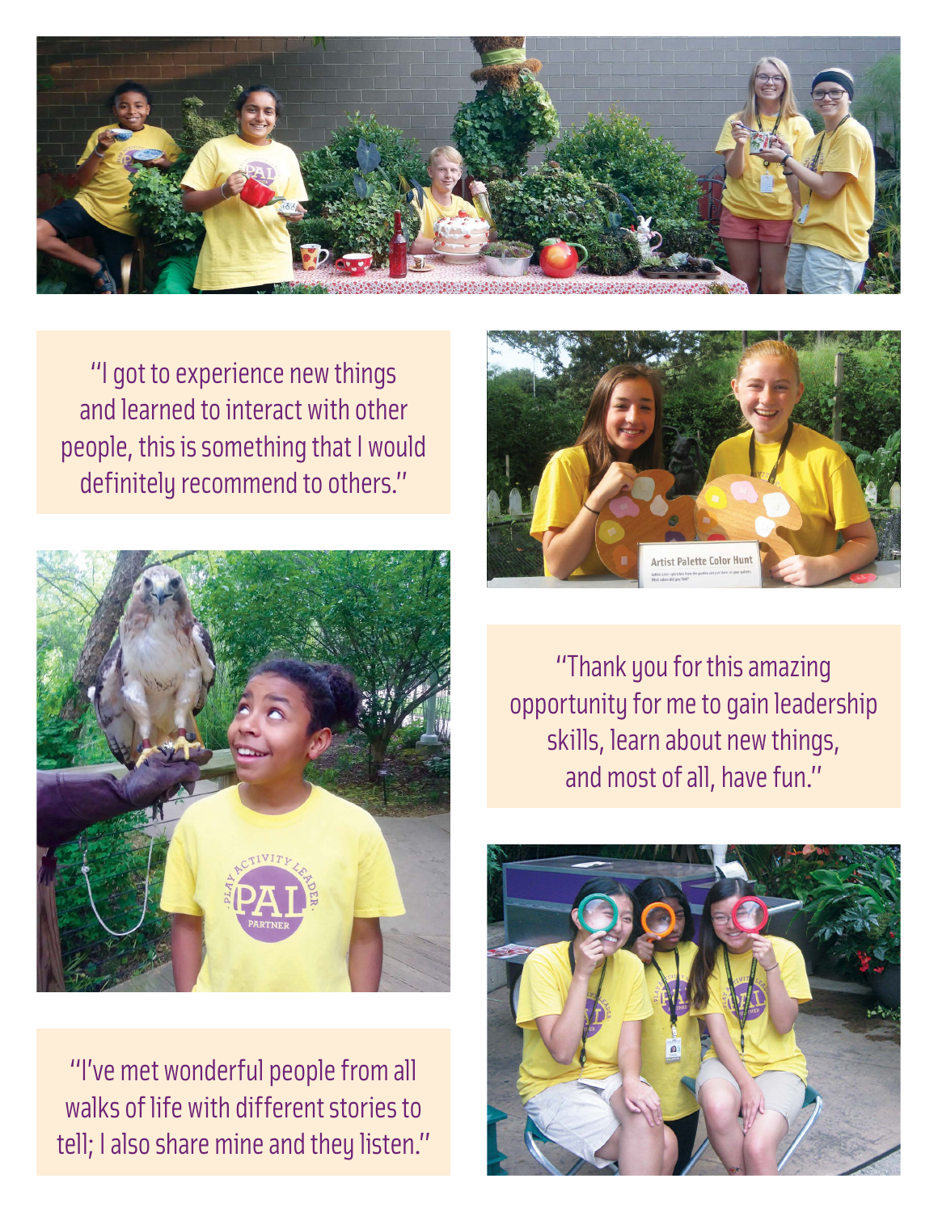"I got to experience new things and learned to interact with other people, this is something that I would definitely recommend to others."

"Thank you for this amazing opportunity for me to gain leadership skills, learn about new things, and most of all, have fun."

"I've met wonderful people from all walks of life with different stories to tell; I also share mine and they listen."